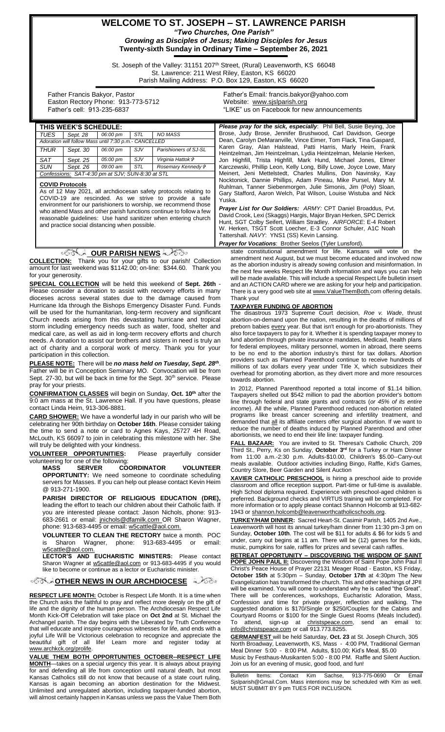# WELCOME TO ST. JOSEPH – ST. LAWRENCE PARISH

***"Two Churches, One Parish"***

***Growing as Disciples of Jesus; Making Disciples for Jesus***

**Twenty-sixth Sunday in Ordinary Time – September 26, 2021**

St. Joseph of the Valley: 31151 207th Street, (Rural) Leavenworth, KS 66048
St. Lawrence: 211 West Riley, Easton, KS 66020
Parish Mailing Address: P.O. Box 129, Easton, KS 66020

Father Francis Bakyor, Pastor
Easton Rectory Phone: 913-773-5712
Father's cell: 913-235-6837

Father's Email: francis.bakyor@yahoo.com
Website: www.sjslparish.org
"LIKE" us on Facebook for new announcements

| THIS WEEK'S SCHEDULE: | | | | |
|---|---|---|---|---|
| *TUES* | *Sept. 28* | *06:00 pm* | *STL* | *NO MASS* |
| *Adoration will follow Mass until 7:30 p.m.- CANCELLED* | | | | |
| *THUR* | *Sept. 30* | *06:00 pm* | *SJV* | *Parishioners of SJ-SL* |
| *SAT* | *Sept. 25* | *05:00 pm* | *SJV* | *Virginia Hattok ✞* |
| *SUN* | *Sept. 26* | *09:00 am* | *STL* | *Rosemary Kennedy ✞* |
| *Confessions: SAT-4:30 pm at SJV; SUN-8:30 at STL* | | | | |

**COVID Protocols**

As of 12 May 2021, all archdiocesan safety protocols relating to COVID-19 are rescinded. As we strive to provide a safe environment for our parishioners to worship, we recommend those who attend Mass and other parish functions continue to follow a few reasonable guidelines: Use hand sanitizer when entering church and practice social distancing when possible.

***Please pray for the sick, especially***: Phil Bell, Susie Beying, Joe Brose, Judy Brose, Jennifer Brushwood, Carl Davidson, George Dean, Carolyn DeMaranville, Vince Eimer, Tom Flack, Tina Gaspard, Karen Gray, Alan Halstead, Patti Harris, Marly Heim, Frank Heintzelman, Jim Heintzelman, Lydia Heintzelman, Melanie Herken, Jon Highfill, Trista Highfill, Mark Hund, Michael Jones, Elmer Karczewski, Phillip Leon, Kelly Long, Billy Lowe, Joyce Lowe, Mary Meinert, Jeni Mettelstedt, Charles Mullins, Don Navinsky, Kay Nocktonick, Dannie Phillips, Adam Pineau, Mike Pursel, Mary M. Ruhlman, Tanner Siebenmorgen, Julie Simonis, Jim (Poly) Sloan, Gary Stafford, Aaron Welch, Pat Wilson, Louise Wistuba and Nick Yuska.

***Prayer List for Our Soldiers:*** *ARMY:* CPT Daniel Broaddus, Pvt. David Crook, Lexi (Skaggs) Hargis, Major Bryan Herken, SPC Derrick Hunt, SGT Colby Seifert, William Stradley. *AIRFORCE*: E-4 Robert W. Herken, TSGT Scott Loecher, E-3 Connor Schuler, A1C Noah Tattershall. *NAVY*: YNS1 (SS) Kevin Lansing.

***Prayer for Vocations***: Brother Seelos (Tyler Lunsford).

## OUR PARISH NEWS

**COLLECTION:** Thank you for your gifts to our parish! Collection amount for last weekend was $1142.00; on-line: $344.60. Thank you for your generosity.

**SPECIAL COLLECTION** will be held this weekend of **Sept. 26th** - Please consider a donation to assist with recovery efforts in many dioceses across several states due to the damage caused from Hurricane Ida through the Bishops Emergency Disaster Fund. Funds will be used for the humanitarian, long-term recovery and significant Church needs arising from this devastating hurricane and tropical storm including emergency needs such as water, food, shelter and medical care, as well as aid in long-term recovery efforts and church needs. A donation to assist our brothers and sisters in need is truly an act of charity and a corporal work of mercy. Thank you for your participation in this collection.

**PLEASE NOTE:** There will be ***no mass held on Tuesday, Sept. 28th***. Father will be in Conception Seminary MO. Convocation will be from Sept. 27-30, but will be back in time for the Sept. 30th service. Please pray for your priests.

**CONFIRMATION CLASSES** will begin on Sunday, **Oct. 10th** after the 9:00 am mass at the St. Lawrence Hall. If you have questions, please contact Linda Heim, 913-306-8881.

**CARD SHOWER:** We have a wonderful lady in our parish who will be celebrating her 90th birthday on **October 16th**. Please consider taking the time to send a note or card to Agnes Kays, 25727 4H Road, McLouth, KS 66097 to join in celebrating this milestone with her. She will truly be delighted with your kindness.

**VOLUNTEER OPPORTUNITIES:** Please prayerfully consider volunteering for one of the following:

**MASS SERVER COORDINATOR VOLUNTEER OPPORTUNITY:** We need someone to coordinate scheduling servers for Masses. If you can help out please contact Kevin Heim @ 913-271-1900.

**PARISH DIRECTOR OF RELIGIOUS EDUCATION (DRE),** leading the effort to teach our children about their Catholic faith. If you are interested please contact: Jason Nichols, phone: 913-683-2661 or email: jnichols@dfamilk.com OR Sharon Wagner, phone: 913-683-4495 or email: w5cattle@aol.com.

**VOLUNTEER TO CLEAN THE RECTORY** twice a month. POC is Sharon Wagner, phone: 913-683-4495 or email: w5cattle@aol.com.

**LECTOR'S AND EUCHARISTIC MINISTERS:** Please contact Sharon Wagner at w5cattle@aol.com or 913-683-4495 if you would like to become or continue as a lector or Eucharistic minister.

## OTHER NEWS IN OUR ARCHDIOCESE

**RESPECT LIFE MONTH:** October is Respect Life Month. It is a time when the Church asks the faithful to pray and reflect more deeply on the gift of life and the dignity of the human person. The Archdiocesan Respect Life Month Kick-Off Celebration will take place on **Oct 2nd** at St. Michael the Archangel parish. The day begins with the Liberated by Truth Conference that will educate and inspire courageous witnesses for life, and ends with a joyful Life Will be Victorious celebration to recognize and appreciate the beautiful gift of all life! Learn more and register today at www.archkck.org/prolife.

**VALUE THEM BOTH OPPORTUNITIES OCTOBER--RESPECT LIFE MONTH**—takes on a special urgency this year. It is always about praying for and defending all life from conception until natural death, but most Kansas Catholics still do not know that because of a state court ruling, Kansas is again becoming an abortion destination for the Midwest. Unlimited and unregulated abortion, including taxpayer-funded abortion, will almost certainly happen in Kansas unless we pass the Value Them Both state constitutional amendment for life. Kansans will vote on the amendment next August, but we must become educated and involved now as the abortion industry is already sowing confusion and misinformation. In the next few weeks Respect life Month information and ways you can help will be made available. This will include a special Respect Life bulletin insert and an ACTION CARD where we are asking for your help and participation. There is a very good web site at www.ValueThemBoth.com offering details. Thank you!

**TAXPAYER FUNDING OF ABORTION**

The disastrous 1973 Supreme Court decision, *Roe v. Wade*, thrust abortion-on-demand upon the nation, resulting in the deaths of millions of preborn babies every year. But that isn't enough for pro-abortionists. They also force taxpayers to pay for it. Whether it is spending taxpayer money to fund abortion through private insurance mandates, Medicaid, health plans for federal employees, military personnel, women in abroad, there seems to be no end to the abortion industry's thirst for tax dollars. Abortion providers such as Planned Parenthood continue to receive hundreds of millions of tax dollars every year under Title X, which subsidizes their overhead for promoting abortion, as they divert more and more resources towards abortion.

In 2012, Planned Parenthood reported a total income of $1.14 billion. Taxpayers shelled out $542 million to pad the abortion provider's bottom line through federal and state grants and contracts (*or 45% of its entire income*). All the while, Planned Parenthood reduced non-abortion related programs like breast cancer screening and infertility treatment, and demanded that all its affiliate centers offer surgical abortion. If we want to reduce the number of deaths induced by Planned Parenthood and other abortionists, we need to end their life line: taxpayer funding.

**FALL BAZAAR:** You are invited to St. Theresa's Catholic Church, 209 Third St., Perry, Ks on Sunday, **October 3rd** for a Turkey or Ham Dinner from 11:00 a.m.-2:30 p.m. Adults-$10.00, Children's $5.00--Carry-out meals available. Outdoor activities including Bingo, Raffle, Kid's Games, Country Store, Beer Garden and Silent Auction

**XAVIER CATHOLIC PRESCHOOL** is hiring a preschool aide to provide classroom and office reception support. Part-time or full-time is available. High School diploma required. Experience with preschool-aged children is preferred. Background checks and VIRTUS training will be completed. For more information or to apply please contact Shannon Holcomb at 913-682-1943 or shannon.holcomb@leavenworthcatholicschools.org.

**TURKEY/HAM DINNER:** Sacred Heart-St. Casimir Parish, 1405 2nd Ave., Leavenworth will host its annual turkey/ham dinner from 11:30 pm-3 pm on Sunday, **October 10th**. The cost will be $11 for adults & $6 for kids 5 and under, carry out begins at 11 am. There will be (12) games for the kids, music, pumpkins for sale, raffles for prizes and several cash raffles.

**RETREAT OPPORTUNITY – DISCOVERING THE WISDOM OF SAINT POPE JOHN PAUL II:** Discovering the Wisdom of Saint Pope John Paul II Christ's Peace House of Prayer 22131 Meager Road - Easton, KS Friday, **October 15th** at 5:30pm – Sunday, **October 17th** at 4:30pm The New Evangelization has transformed the church. This and other teachings of JPII will be examined. You will come to understand why he is called "the Great". There will be conferences, workshops, Eucharistic Adoration, Mass, Confession and time for private prayer, reflection and walking. The suggested donation is $170/Single or $250/Couples for the Cabins and Courtyard Rooms or $100 for the Single Guest Rooms (Meals Included). To attend, sign-up at christspeace.com, send an email to: info@christspeace.com or call 913.773.8255.

**GERMANFEST** will be held Saturday, **Oct. 23** at St. Joseph Church, 305 North Broadway, Leavenworth, KS, Mass - 4:00 PM, Traditional German Meal Dinner 5:00 - 8:00 PM. Adults, $10.00; Kid's Meal, $5.00
Music by Festhaus-Musikanten 5:00 - 8:00 PM. Raffle and Silent Auction. Join us for an evening of music, good food, and fun!

Bulletin Items: Contact Kim Sachse, 913-775-0690 Or Email Sjslparish@Gmail.Com. Mass intentions may be scheduled with Kim as well. MUST SUBMIT BY 9 pm TUES FOR INCLUSION.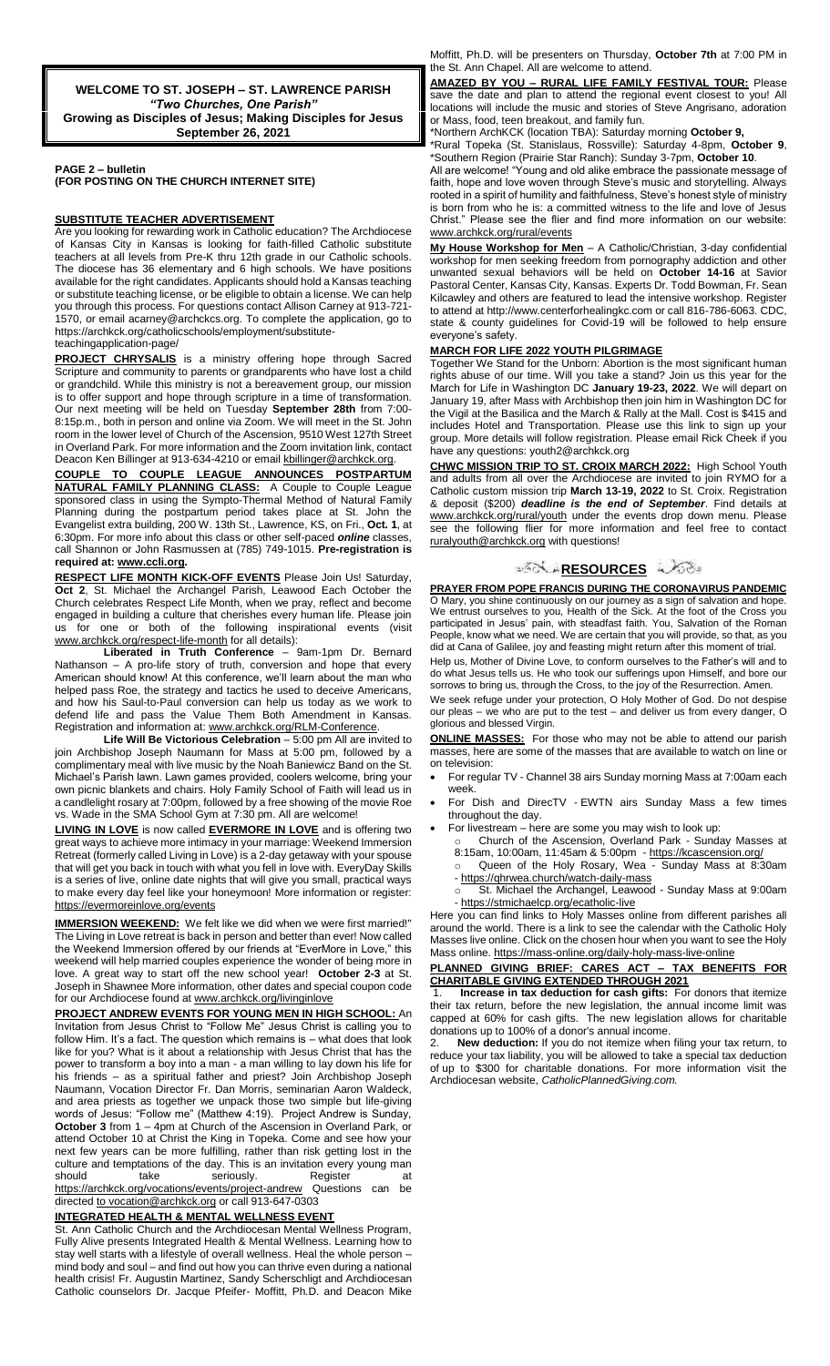**WELCOME TO ST. JOSEPH – ST. LAWRENCE PARISH**
***"Two Churches, One Parish"***
**Growing as Disciples of Jesus; Making Disciples for Jesus**
**September 26, 2021**

**PAGE 2 – bulletin**
**(FOR POSTING ON THE CHURCH INTERNET SITE)**

**SUBSTITUTE TEACHER ADVERTISEMENT**

Are you looking for rewarding work in Catholic education? The Archdiocese of Kansas City in Kansas is looking for faith-filled Catholic substitute teachers at all levels from Pre-K thru 12th grade in our Catholic schools. The diocese has 36 elementary and 6 high schools. We have positions available for the right candidates. Applicants should hold a Kansas teaching or substitute teaching license, or be eligible to obtain a license. We can help you through this process. For questions contact Allison Carney at 913-721-1570, or email acarney@archckcs.org. To complete the application, go to https://archkck.org/catholicschools/employment/substitute-teachingapplication-page/

**PROJECT CHRYSALIS** is a ministry offering hope through Sacred Scripture and community to parents or grandparents who have lost a child or grandchild. While this ministry is not a bereavement group, our mission is to offer support and hope through scripture in a time of transformation. Our next meeting will be held on Tuesday **September 28th** from 7:00-8:15p.m., both in person and online via Zoom. We will meet in the St. John room in the lower level of Church of the Ascension, 9510 West 127th Street in Overland Park. For more information and the Zoom invitation link, contact Deacon Ken Billinger at 913-634-4210 or email kbillinger@archkck.org.

**COUPLE TO COUPLE LEAGUE ANNOUNCES POSTPARTUM NATURAL FAMILY PLANNING CLASS:** A Couple to Couple League sponsored class in using the Sympto-Thermal Method of Natural Family Planning during the postpartum period takes place at St. John the Evangelist extra building, 200 W. 13th St., Lawrence, KS, on Fri., **Oct. 1**, at 6:30pm. For more info about this class or other self-paced ***online*** classes, call Shannon or John Rasmussen at (785) 749-1015. **Pre-registration is required at: www.ccli.org.**

**RESPECT LIFE MONTH KICK-OFF EVENTS** Please Join Us! Saturday, **Oct 2**, St. Michael the Archangel Parish, Leawood Each October the Church celebrates Respect Life Month, when we pray, reflect and become engaged in building a culture that cherishes every human life. Please join us for one or both of the following inspirational events (visit www.archkck.org/respect-life-month for all details):

**Liberated in Truth Conference** – 9am-1pm Dr. Bernard Nathanson – A pro-life story of truth, conversion and hope that every American should know! At this conference, we'll learn about the man who helped pass Roe, the strategy and tactics he used to deceive Americans, and how his Saul-to-Paul conversion can help us today as we work to defend life and pass the Value Them Both Amendment in Kansas. Registration and information at: www.archkck.org/RLM-Conference.

**Life Will Be Victorious Celebration** – 5:00 pm All are invited to join Archbishop Joseph Naumann for Mass at 5:00 pm, followed by a complimentary meal with live music by the Noah Baniewicz Band on the St. Michael's Parish lawn. Lawn games provided, coolers welcome, bring your own picnic blankets and chairs. Holy Family School of Faith will lead us in a candlelight rosary at 7:00pm, followed by a free showing of the movie Roe vs. Wade in the SMA School Gym at 7:30 pm. All are welcome!

**LIVING IN LOVE** is now called **EVERMORE IN LOVE** and is offering two great ways to achieve more intimacy in your marriage: Weekend Immersion Retreat (formerly called Living in Love) is a 2-day getaway with your spouse that will get you back in touch with what you fell in love with. EveryDay Skills is a series of live, online date nights that will give you small, practical ways to make every day feel like your honeymoon! More information or register: https://evermoreinlove.org/events

**IMMERSION WEEKEND:** We felt like we did when we were first married!" The Living in Love retreat is back in person and better than ever! Now called the Weekend Immersion offered by our friends at "EverMore in Love," this weekend will help married couples experience the wonder of being more in love. A great way to start off the new school year! **October 2-3** at St. Joseph in Shawnee More information, other dates and special coupon code for our Archdiocese found at www.archkck.org/livinginlove

**PROJECT ANDREW EVENTS FOR YOUNG MEN IN HIGH SCHOOL:** An Invitation from Jesus Christ to "Follow Me" Jesus Christ is calling you to follow Him. It's a fact. The question which remains is – what does that look like for you? What is it about a relationship with Jesus Christ that has the power to transform a boy into a man - a man willing to lay down his life for his friends – as a spiritual father and priest? Join Archbishop Joseph Naumann, Vocation Director Fr. Dan Morris, seminarian Aaron Waldeck, and area priests as together we unpack those two simple but life-giving words of Jesus: "Follow me" (Matthew 4:19). Project Andrew is Sunday, **October 3** from 1 – 4pm at Church of the Ascension in Overland Park, or attend October 10 at Christ the King in Topeka. Come and see how your next few years can be more fulfilling, rather than risk getting lost in the culture and temptations of the day. This is an invitation every young man should take seriously. Register at https://archkck.org/vocations/events/project-andrew Questions can be directed to vocation@archkck.org or call 913-647-0303

**INTEGRATED HEALTH & MENTAL WELLNESS EVENT**

St. Ann Catholic Church and the Archdiocesan Mental Wellness Program, Fully Alive presents Integrated Health & Mental Wellness. Learning how to stay well starts with a lifestyle of overall wellness. Heal the whole person – mind body and soul – and find out how you can thrive even during a national health crisis! Fr. Augustin Martinez, Sandy Scherschligt and Archdiocesan Catholic counselors Dr. Jacque Pfeifer- Moffitt, Ph.D. and Deacon Mike Moffitt, Ph.D. will be presenters on Thursday, **October 7th** at 7:00 PM in the St. Ann Chapel. All are welcome to attend.

**AMAZED BY YOU – RURAL LIFE FAMILY FESTIVAL TOUR:** Please save the date and plan to attend the regional event closest to you! All locations will include the music and stories of Steve Angrisano, adoration or Mass, food, teen breakout, and family fun.

*Northern ArchKCK (location TBA): Saturday morning **October 9,**
*Rural Topeka (St. Stanislaus, Rossville): Saturday 4-8pm, **October 9**,
*Southern Region (Prairie Star Ranch): Sunday 3-7pm, **October 10**.

All are welcome! "Young and old alike embrace the passionate message of faith, hope and love woven through Steve's music and storytelling. Always rooted in a spirit of humility and faithfulness, Steve's honest style of ministry is born from who he is: a committed witness to the life and love of Jesus Christ." Please see the flier and find more information on our website: www.archkck.org/rural/events

**My House Workshop for Men** – A Catholic/Christian, 3-day confidential workshop for men seeking freedom from pornography addiction and other unwanted sexual behaviors will be held on **October 14-16** at Savior Pastoral Center, Kansas City, Kansas. Experts Dr. Todd Bowman, Fr. Sean Kilcawley and others are featured to lead the intensive workshop. Register to attend at http://www.centerforhealingkc.com or call 816-786-6063. CDC, state & county guidelines for Covid-19 will be followed to help ensure everyone's safety.

**MARCH FOR LIFE 2022 YOUTH PILGRIMAGE**

Together We Stand for the Unborn: Abortion is the most significant human rights abuse of our time. Will you take a stand? Join us this year for the March for Life in Washington DC **January 19-23, 2022**. We will depart on January 19, after Mass with Archbishop then join him in Washington DC for the Vigil at the Basilica and the March & Rally at the Mall. Cost is $415 and includes Hotel and Transportation. Please use this link to sign up your group. More details will follow registration. Please email Rick Cheek if you have any questions: youth2@archkck.org

**CHWC MISSION TRIP TO ST. CROIX MARCH 2022:** High School Youth and adults from all over the Archdiocese are invited to join RYMO for a Catholic custom mission trip **March 13-19, 2022** to St. Croix. Registration & deposit ($200) ***deadline is the end of September***. Find details at www.archkck.org/rural/youth under the events drop down menu. Please see the following flier for more information and feel free to contact ruralyouth@archkck.org with questions!

## RESOURCES

**PRAYER FROM POPE FRANCIS DURING THE CORONAVIRUS PANDEMIC**

O Mary, you shine continuously on our journey as a sign of salvation and hope. We entrust ourselves to you, Health of the Sick. At the foot of the Cross you participated in Jesus' pain, with steadfast faith. You, Salvation of the Roman People, know what we need. We are certain that you will provide, so that, as you did at Cana of Galilee, joy and feasting might return after this moment of trial.

Help us, Mother of Divine Love, to conform ourselves to the Father's will and to do what Jesus tells us. He who took our sufferings upon Himself, and bore our sorrows to bring us, through the Cross, to the joy of the Resurrection. Amen.

We seek refuge under your protection, O Holy Mother of God. Do not despise our pleas – we who are put to the test – and deliver us from every danger, O glorious and blessed Virgin.

**ONLINE MASSES:** For those who may not be able to attend our parish masses, here are some of the masses that are available to watch on line or on television:

- For regular TV - Channel 38 airs Sunday morning Mass at 7:00am each week.
- For Dish and DirecTV - EWTN airs Sunday Mass a few times throughout the day.
- For livestream – here are some you may wish to look up:
  - Church of the Ascension, Overland Park - Sunday Masses at 8:15am, 10:00am, 11:45am & 5:00pm - https://kcascension.org/
  - Queen of the Holy Rosary, Wea - Sunday Mass at 8:30am - https://qhrwea.church/watch-daily-mass
  - St. Michael the Archangel, Leawood - Sunday Mass at 9:00am - https://stmichaelcp.org/ecatholic-live

Here you can find links to Holy Masses online from different parishes all around the world. There is a link to see the calendar with the Catholic Holy Masses live online. Click on the chosen hour when you want to see the Holy Mass online. https://mass-online.org/daily-holy-mass-live-online

**PLANNED GIVING BRIEF: CARES ACT – TAX BENEFITS FOR CHARITABLE GIVING EXTENDED THROUGH 2021**

1. **Increase in tax deduction for cash gifts:** For donors that itemize their tax return, before the new legislation, the annual income limit was capped at 60% for cash gifts. The new legislation allows for charitable donations up to 100% of a donor's annual income.
2. **New deduction:** If you do not itemize when filing your tax return, to reduce your tax liability, you will be allowed to take a special tax deduction of up to $300 for charitable donations. For more information visit the Archdiocesan website, *CatholicPlannedGiving.com.*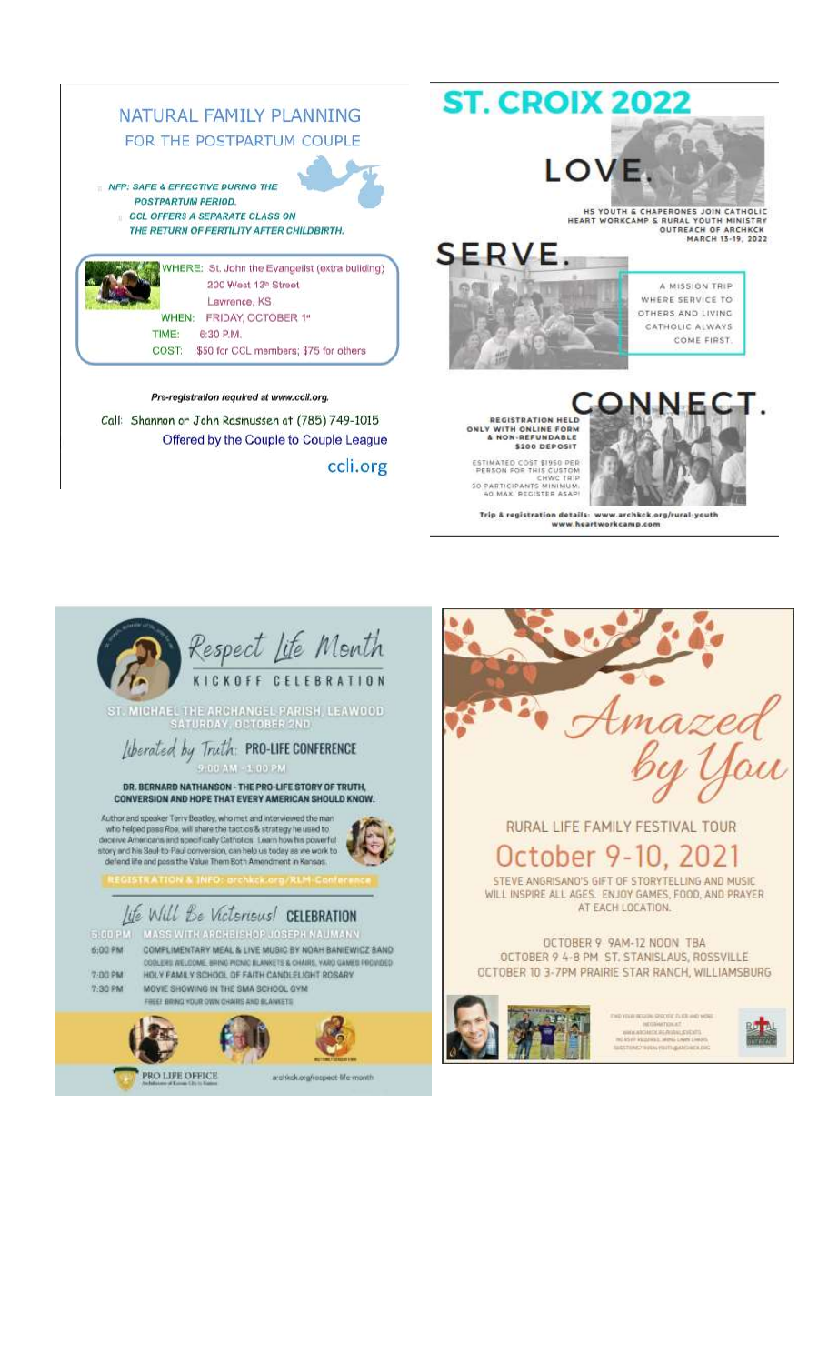## NATURAL FAMILY PLANNING
### FOR THE POSTPARTUM COUPLE

- *NFP: SAFE & EFFECTIVE DURING THE POSTPARTUM PERIOD.*
- *CCL OFFERS A SEPARATE CLASS ON THE RETURN OF FERTILITY AFTER CHILDBIRTH.*

WHERE: St. John the Evangelist (extra building)
200 West 13th Street
Lawrence, KS

WHEN: FRIDAY, OCTOBER 1st

TIME: 6:30 P.M.

COST: $50 for CCL members; $75 for others

*Pre-registration required at www.ccli.org.*

Call: Shannon or John Rasmussen at (785) 749-1015

Offered by the Couple to Couple League

ccli.org

## ST. CROIX 2022

# LOVE.

HS YOUTH & CHAPERONES JOIN CATHOLIC HEART WORKCAMP & RURAL YOUTH MINISTRY OUTREACH OF ARCHKCK
MARCH 13-19, 2022

# SERVE.

A MISSION TRIP WHERE SERVICE TO OTHERS AND LIVING CATHOLIC ALWAYS COME FIRST.

# CONNECT.

REGISTRATION HELD ONLY WITH ONLINE FORM & NON-REFUNDABLE $200 DEPOSIT

ESTIMATED COST $1950 PER PERSON FOR THIS CUSTOM CHWC TRIP
30 PARTICIPANTS MINIMUM; 40 MAX. REGISTER ASAP!

**Trip & registration details: www.archkck.org/rural-youth
www.heartworkcamp.com**

## Respect Life Month
### KICKOFF CELEBRATION

ST. MICHAEL THE ARCHANGEL PARISH, LEAWOOD
SATURDAY, OCTOBER 2ND

### *Liberated by Truth:* PRO-LIFE CONFERENCE

9:00 AM - 1:00 PM

**DR. BERNARD NATHANSON - THE PRO-LIFE STORY OF TRUTH, CONVERSION AND HOPE THAT EVERY AMERICAN SHOULD KNOW.**

Author and speaker Terry Beatley, who met and interviewed the man who helped pass Roe, will share the tactics & strategy he used to deceive Americans and specifically Catholics. Learn how his powerful story and his Saul-to-Paul conversion, can help us today as we work to defend life and pass the Value Them Both Amendment in Kansas.

REGISTRATION & INFO: archkck.org/RLM-Conference

### *Life Will Be Victorious!* CELEBRATION

- 5:00 PM MASS WITH ARCHBISHOP JOSEPH NAUMANN
- 6:00 PM COMPLIMENTARY MEAL & LIVE MUSIC BY NOAH BANIEWICZ BAND
  COOLERS WELCOME, BRING PICNIC BLANKETS & CHAIRS, YARD GAMES PROVIDED
- 7:00 PM HOLY FAMILY SCHOOL OF FAITH CANDLELIGHT ROSARY
- 7:30 PM MOVIE SHOWING IN THE SMA SCHOOL GYM
  FREE! BRING YOUR OWN CHAIRS AND BLANKETS

PRO LIFE OFFICE — Archdiocese of Kansas City in Kansas

archkck.org/respect-life-month

## *Amazed by You*

RURAL LIFE FAMILY FESTIVAL TOUR

## October 9-10, 2021

STEVE ANGRISANO'S GIFT OF STORYTELLING AND MUSIC WILL INSPIRE ALL AGES. ENJOY GAMES, FOOD, AND PRAYER AT EACH LOCATION.

OCTOBER 9 9AM-12 NOON TBA
OCTOBER 9 4-8 PM ST. STANISLAUS, ROSSVILLE
OCTOBER 10 3-7PM PRAIRIE STAR RANCH, WILLIAMSBURG

FIND YOUR REGION SPECIFIC FLIER AND MORE INFORMATION AT WWW.ARCHKCK.ORG/RURALEVENTS
NO RSVP REQUIRED. BRING LAWN CHAIRS.
QUESTIONS? RURAL.YOUTH@ARCHKCK.ORG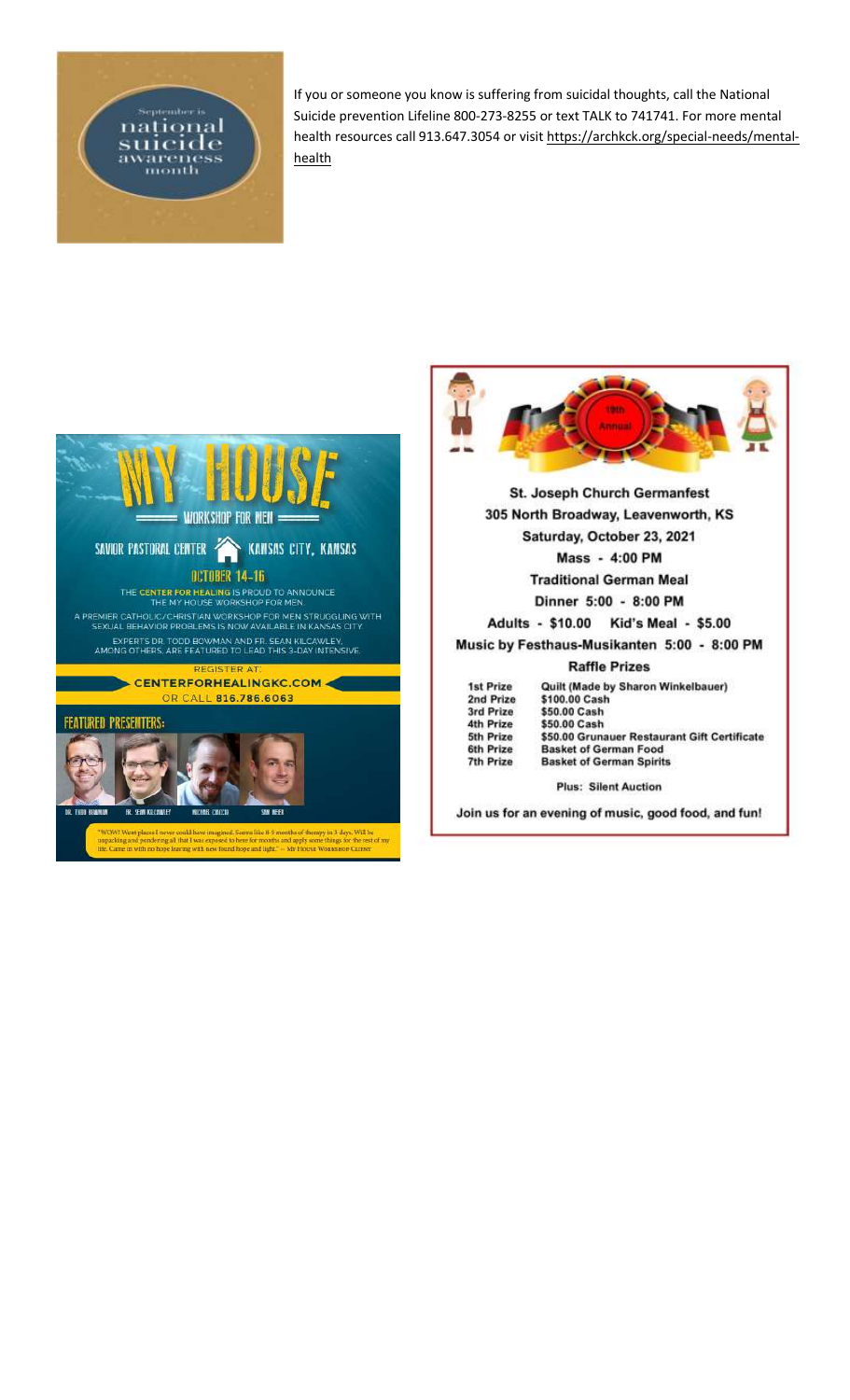September is national suicide awareness month

If you or someone you know is suffering from suicidal thoughts, call the National Suicide prevention Lifeline 800-273-8255 or text TALK to 741741. For more mental health resources call 913.647.3054 or visit https://archkck.org/special-needs/mental-health

# MY HOUSE

## WORKSHOP FOR MEN

SAVIOR PASTORAL CENTER · KANSAS CITY, KANSAS

**OCTOBER 14-16**

THE CENTER FOR HEALING IS PROUD TO ANNOUNCE THE MY HOUSE WORKSHOP FOR MEN.

A PREMIER CATHOLIC/CHRISTIAN WORKSHOP FOR MEN STRUGGLING WITH SEXUAL BEHAVIOR PROBLEMS IS NOW AVAILABLE IN KANSAS CITY.

EXPERTS DR. TODD BOWMAN AND FR. SEAN KILCAWLEY, AMONG OTHERS, ARE FEATURED TO LEAD THIS 3-DAY INTENSIVE.

REGISTER AT: **CENTERFORHEALINGKC.COM** OR CALL **816.786.6063**

FEATURED PRESENTERS:

DR. TODD BOWMAN · FR. SEAN KILCAWLEY · MICHAEL CIRCCO · SAM MEIER

"WOW! Went places I never could have imagined. Seems like 8-9 months of therapy in 3 days. Will be unpacking and pondering all that I was exposed to here for months and apply some things for the rest of my life. Came in with no hope leaving with new found hope and light." – My House Workshop Client

19th Annual

**St. Joseph Church Germanfest**

**305 North Broadway, Leavenworth, KS**

**Saturday, October 23, 2021**

**Mass - 4:00 PM**

**Traditional German Meal**

**Dinner 5:00 - 8:00 PM**

**Adults - $10.00 Kid's Meal - $5.00**

**Music by Festhaus-Musikanten 5:00 - 8:00 PM**

**Raffle Prizes**

| | |
|---|---|
| 1st Prize | Quilt (Made by Sharon Winkelbauer) |
| 2nd Prize | $100.00 Cash |
| 3rd Prize | $50.00 Cash |
| 4th Prize | $50.00 Cash |
| 5th Prize | $50.00 Grunauer Restaurant Gift Certificate |
| 6th Prize | Basket of German Food |
| 7th Prize | Basket of German Spirits |

**Plus: Silent Auction**

**Join us for an evening of music, good food, and fun!**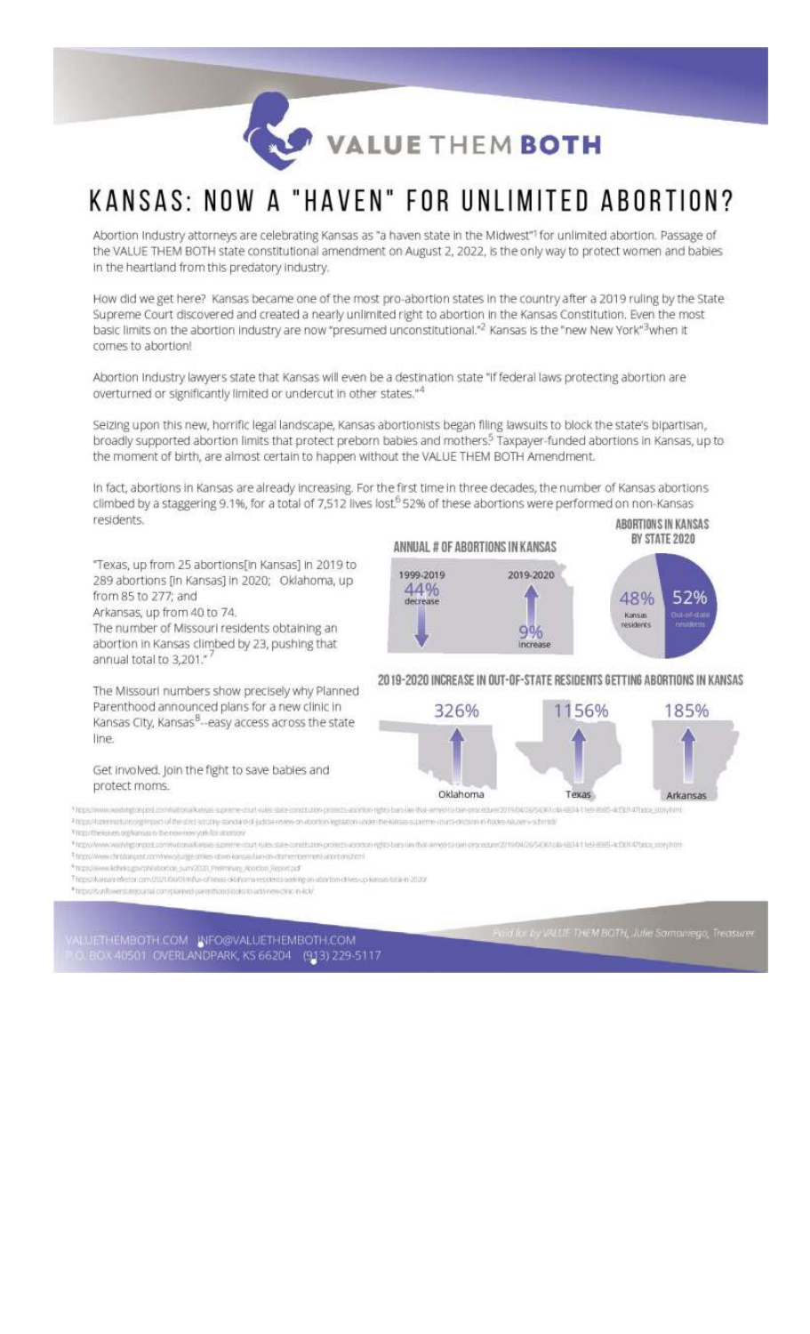# VALUE THEM BOTH

# KANSAS: NOW A "HAVEN" FOR UNLIMITED ABORTION?

Abortion Industry attorneys are celebrating Kansas as "a haven state in the Midwest"[1] for unlimited abortion. Passage of the VALUE THEM BOTH state constitutional amendment on August 2, 2022, is the only way to protect women and babies in the heartland from this predatory industry.

How did we get here? Kansas became one of the most pro-abortion states in the country after a 2019 ruling by the State Supreme Court discovered and created a nearly unlimited right to abortion in the Kansas Constitution. Even the most basic limits on the abortion industry are now "presumed unconstitutional."[2] Kansas is the "new New York"[3] when it comes to abortion!

Abortion Industry lawyers state that Kansas will even be a destination state "if federal laws protecting abortion are overturned or significantly limited or undercut in other states."[4]

Seizing upon this new, horrific legal landscape, Kansas abortionists began filing lawsuits to block the state's bipartisan, broadly supported abortion limits that protect preborn babies and mothers[5] Taxpayer-funded abortions in Kansas, up to the moment of birth, are almost certain to happen without the VALUE THEM BOTH Amendment.

In fact, abortions in Kansas are already increasing. For the first time in three decades, the number of Kansas abortions climbed by a staggering 9.1%, for a total of 7,512 lives lost.[6] 52% of these abortions were performed on non-Kansas residents.

"Texas, up from 25 abortions[in Kansas] in 2019 to 289 abortions [in Kansas] in 2020; Oklahoma, up from 85 to 277; and Arkansas, up from 40 to 74. The number of Missouri residents obtaining an abortion in Kansas climbed by 23, pushing that annual total to 3,201."[7]

The Missouri numbers show precisely why Planned Parenthood announced plans for a new clinic in Kansas City, Kansas[8]--easy access across the state line.

Get involved. Join the fight to save babies and protect moms.

**ANNUAL # OF ABORTIONS IN KANSAS**

1999-2019: 44% decrease
2019-2020: 9% increase

**ABORTIONS IN KANSAS BY STATE 2020**

48% Kansas residents
52% Out-of-state residents

**2019-2020 INCREASE IN OUT-OF-STATE RESIDENTS GETTING ABORTIONS IN KANSAS**

Oklahoma: 326%
Texas: 1156%
Arkansas: 185%

[1] https://www.washingtonpost.com/national/kansas-supreme-court-rules-state-constitution-protects-abortion-rights-bars-law-that-aimed-to-ban-procedure/2019/04/26/54361c4a-6834-11e9-8985-4cf30147bdca_story.html
[2] https://fatemeh.ts.org/impact-of-the-strict-scrutiny-standard-of-judicial-review-on-abortion-legislation-under-the-kansas-supreme-courts-decision-in-hodes-nauser-v-schmidt/
[3] https://thelaxes.org/kansas-is-the-new-new-york-for-abortion/
[4] https://www.washingtonpost.com/national/kansas-supreme-court-rules-state-constitution-protects-abortion-rights-bars-law-that-aimed-to-ban-procedure/2019/04/26/54361c4a-6834-11e9-8985-4cf30147bdca_story.html
[5] https://www.christianpost.com/news/judge-strikes-down-kansas-ban-on-dismemberment-abortions.html
[6] https://www.kdheks.gov/phi/abortion_sum/2020_Preliminary_Abortion_Report.pdf
[7] https://kansasreflector.com/2021/06/01/influx-of-texas-oklahoma-residents-seeking-an-abortion-drives-up-kansas-total-in-2020/
[8] https://sunflowerstatejournal.com/planned-parenthood-looks-to-add-new-clinic-in-kck/

VALUETHEMBOTH.COM INFO@VALUETHEMBOTH.COM
P.O. BOX 40501 OVERLANDPARK, KS 66204 (913) 229-5117

*Paid for by VALUE THEM BOTH, Julie Samaniego, Treasurer*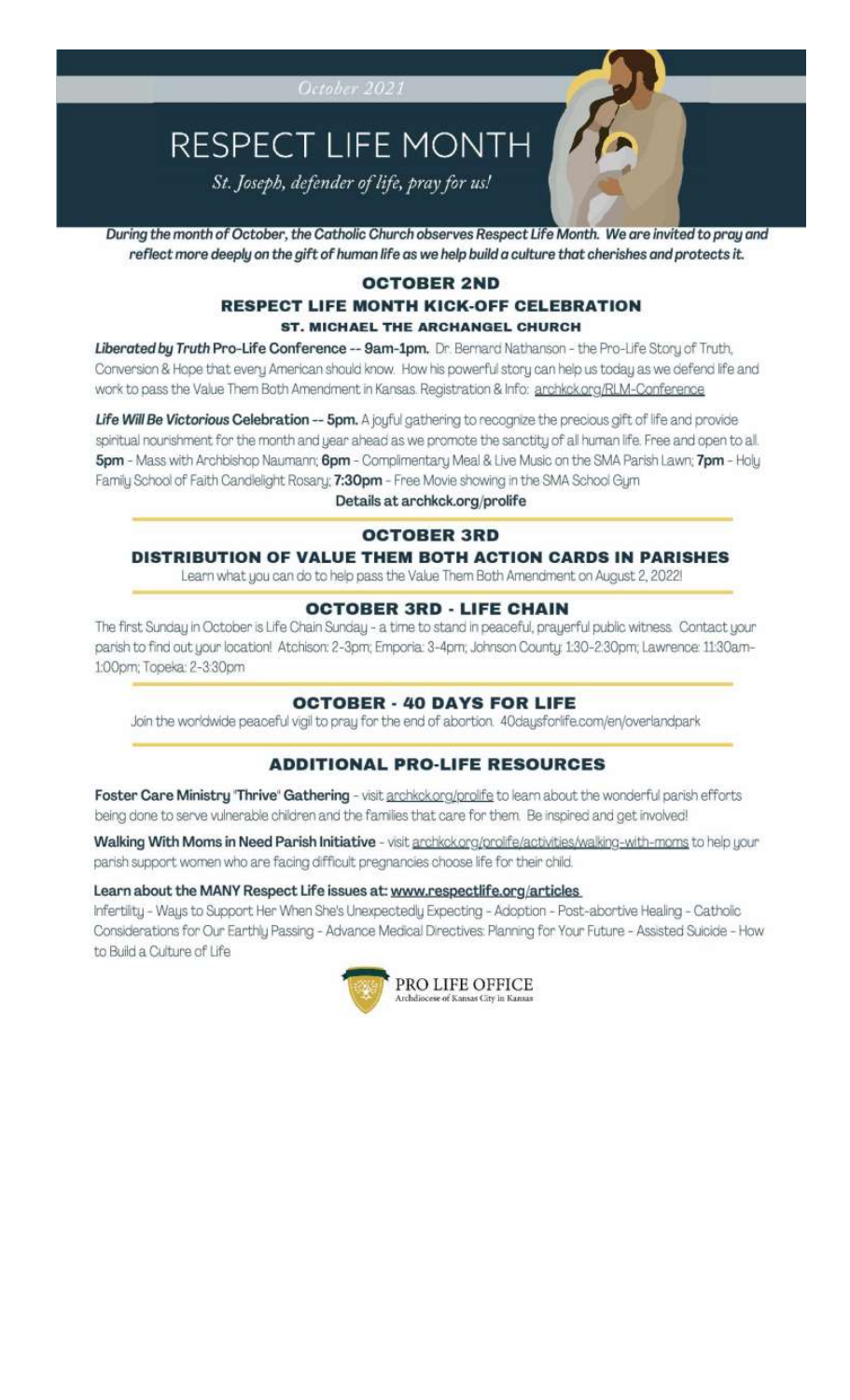October 2021

# RESPECT LIFE MONTH

*St. Joseph, defender of life, pray for us!*

***During the month of October, the Catholic Church observes Respect Life Month. We are invited to pray and reflect more deeply on the gift of human life as we help build a culture that cherishes and protects it.***

## OCTOBER 2ND

### RESPECT LIFE MONTH KICK-OFF CELEBRATION

#### ST. MICHAEL THE ARCHANGEL CHURCH

***Liberated by Truth* Pro-Life Conference -- 9am-1pm.** Dr. Bernard Nathanson - the Pro-Life Story of Truth, Conversion & Hope that every American should know. How his powerful story can help us today as we defend life and work to pass the Value Them Both Amendment in Kansas. Registration & Info: archkck.org/RLM-Conference

***Life Will Be Victorious* Celebration -- 5pm.** A joyful gathering to recognize the precious gift of life and provide spiritual nourishment for the month and year ahead as we promote the sanctity of all human life. Free and open to all. **5pm** - Mass with Archbishop Naumann; **6pm** - Complimentary Meal & Live Music on the SMA Parish Lawn; **7pm** - Holy Family School of Faith Candlelight Rosary; **7:30pm** - Free Movie showing in the SMA School Gym

**Details at archkck.org/prolife**

## OCTOBER 3RD

### DISTRIBUTION OF VALUE THEM BOTH ACTION CARDS IN PARISHES

Learn what you can do to help pass the Value Them Both Amendment on August 2, 2022!

## OCTOBER 3RD - LIFE CHAIN

The first Sunday in October is Life Chain Sunday - a time to stand in peaceful, prayerful public witness. Contact your parish to find out your location! Atchison: 2-3pm; Emporia: 3-4pm; Johnson County: 1:30-2:30pm; Lawrence: 11:30am-1:00pm; Topeka: 2-3:30pm

## OCTOBER - 40 DAYS FOR LIFE

Join the worldwide peaceful vigil to pray for the end of abortion. 40daysforlife.com/en/overlandpark

## ADDITIONAL PRO-LIFE RESOURCES

**Foster Care Ministry "Thrive" Gathering** - visit archkck.org/prolife to learn about the wonderful parish efforts being done to serve vulnerable children and the families that care for them. Be inspired and get involved!

**Walking With Moms in Need Parish Initiative** - visit archkck.org/prolife/activities/walking-with-moms to help your parish support women who are facing difficult pregnancies choose life for their child.

**Learn about the MANY Respect Life issues at: www.respectlife.org/articles**

Infertility - Ways to Support Her When She's Unexpectedly Expecting - Adoption - Post-abortive Healing - Catholic Considerations for Our Earthly Passing - Advance Medical Directives: Planning for Your Future - Assisted Suicide - How to Build a Culture of Life

PRO LIFE OFFICE
Archdiocese of Kansas City in Kansas